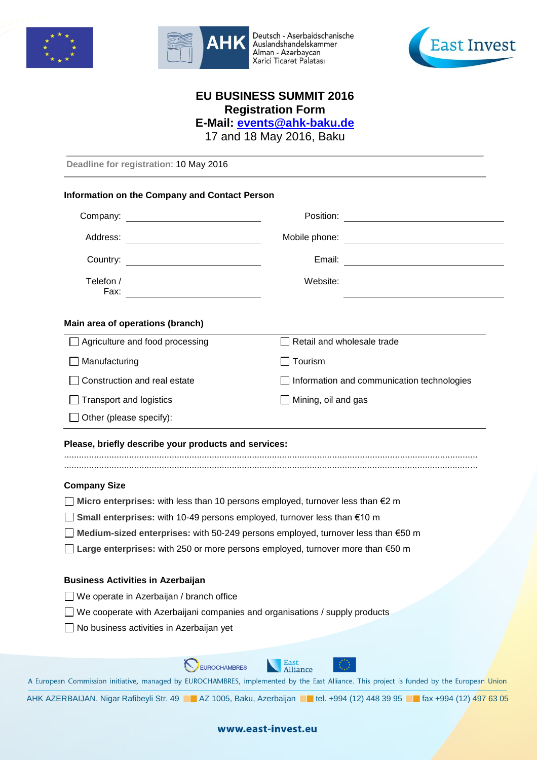Deutsch - Aserbaidschanische Auslandshandelskammer
Alman - Azərbaycan Xarici Ticarət Palatası

East Invest

# EU BUSINESS SUMMIT 2016

## Registration Form

**E-Mail: events@ahk-baku.de**

17 and 18 May 2016, Baku

**Deadline for registration:** 10 May 2016

### Information on the Company and Contact Person

| | | | |
|---|---|---|---|
| Company: | ______________ | Position: | ______________ |
| Address: | ______________ | Mobile phone: | ______________ |
| Country: | ______________ | Email: | ______________ |
| Telefon / Fax: | ______________ | Website: | ______________ |

### Main area of operations (branch)

| | |
|---|---|
| ☐ Agriculture and food processing | ☐ Retail and wholesale trade |
| ☐ Manufacturing | ☐ Tourism |
| ☐ Construction and real estate | ☐ Information and communication technologies |
| ☐ Transport and logistics | ☐ Mining, oil and gas |
| ☐ Other (please specify): | |

### Please, briefly describe your products and services:

..........................................................................................................................................................

..........................................................................................................................................................

### Company Size

☐ **Micro enterprises:** with less than 10 persons employed, turnover less than €2 m

☐ **Small enterprises:** with 10-49 persons employed, turnover less than €10 m

☐ **Medium-sized enterprises:** with 50-249 persons employed, turnover less than €50 m

☐ **Large enterprises:** with 250 or more persons employed, turnover more than €50 m

### Business Activities in Azerbaijan

☐ We operate in Azerbaijan / branch office

☐ We cooperate with Azerbaijani companies and organisations / supply products

☐ No business activities in Azerbaijan yet

EUROCHAMBRES East Alliance

A European Commission initiative, managed by EUROCHAMBRES, implemented by the East Alliance. This project is funded by the European Union

AHK AZERBAIJAN, Nigar Rafibeyli Str. 49 AZ 1005, Baku, Azerbaijan tel. +994 (12) 448 39 95 fax +994 (12) 497 63 05

www.east-invest.eu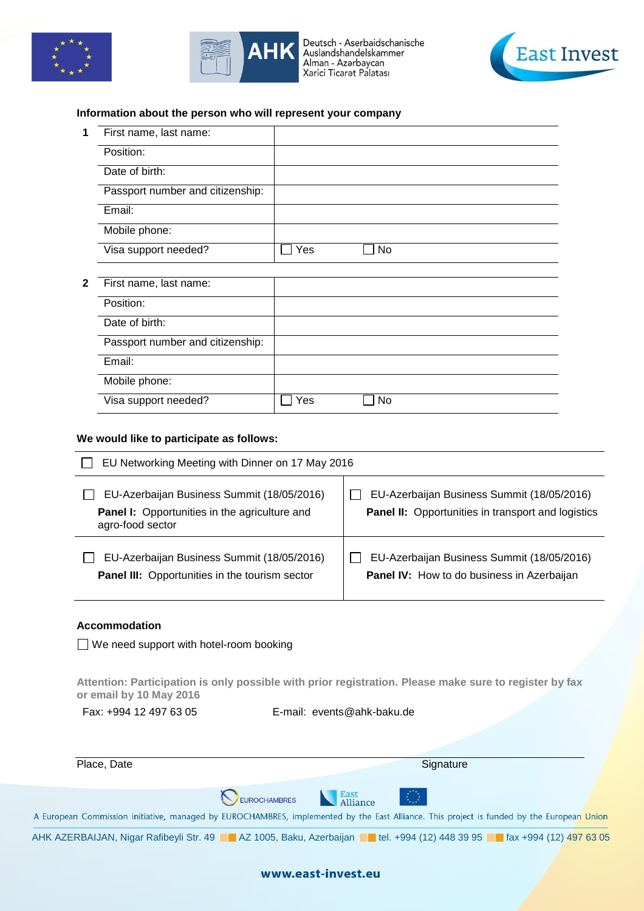Deutsch - Aserbaidschanische Auslandshandelskammer
Alman - Azərbaycan Xarici Ticarət Palatası

East Invest

### Information about the person who will represent your company

| | | |
|---|---|---|
| **1** | First name, last name: | |
| | Position: | |
| | Date of birth: | |
| | Passport number and citizenship: | |
| | Email: | |
| | Mobile phone: | |
| | Visa support needed? | ☐ Yes ☐ No |
| **2** | First name, last name: | |
| | Position: | |
| | Date of birth: | |
| | Passport number and citizenship: | |
| | Email: | |
| | Mobile phone: | |
| | Visa support needed? | ☐ Yes ☐ No |

### We would like to participate as follows:

☐ EU Networking Meeting with Dinner on 17 May 2016

| | |
|---|---|
| ☐ EU-Azerbaijan Business Summit (18/05/2016) **Panel I:** Opportunities in the agriculture and agro-food sector | ☐ EU-Azerbaijan Business Summit (18/05/2016) **Panel II:** Opportunities in transport and logistics |
| ☐ EU-Azerbaijan Business Summit (18/05/2016) **Panel III:** Opportunities in the tourism sector | ☐ EU-Azerbaijan Business Summit (18/05/2016) **Panel IV:** How to do business in Azerbaijan |

### Accommodation

☐ We need support with hotel-room booking

**Attention: Participation is only possible with prior registration. Please make sure to register by fax or email by 10 May 2016**

Fax: +994 12 497 63 05 E-mail: events@ahk-baku.de

Place, Date Signature

EUROCHAMBRES East Alliance

A European Commission initiative, managed by EUROCHAMBRES, implemented by the East Alliance. This project is funded by the European Union

AHK AZERBAIJAN, Nigar Rafibeyli Str. 49 AZ 1005, Baku, Azerbaijan tel. +994 (12) 448 39 95 fax +994 (12) 497 63 05

www.east-invest.eu